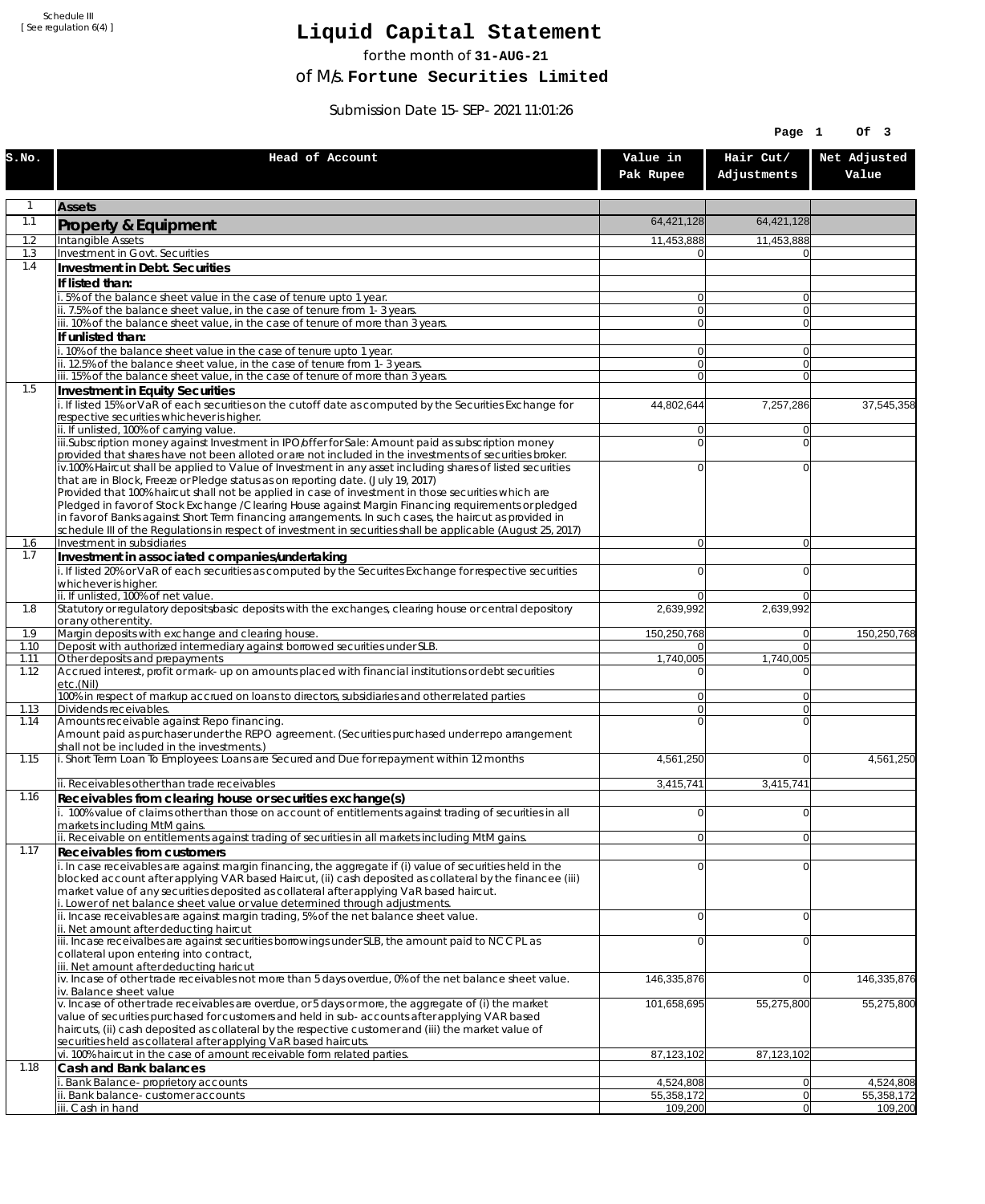Schedule III
[ See regulation 6(4) ]

# Liquid Capital Statement

for the month of **31-AUG-21**

of M/s. **Fortune Securities Limited**

Submission Date 15-SEP-2021 11:01:26

| S.No. | Head of Account | Value in Pak Rupee | Hair Cut/ Adjustments | Net Adjusted Value |
|---|---|---|---|---|
| 1 | **Assets** | | | |
| 1.1 | **Property & Equipment** | 64,421,128 | 64,421,128 | |
| 1.2 | Intangible Assets | 11,453,888 | 11,453,888 | |
| 1.3 | Investment in Govt. Securities | 0 | 0 | |
| 1.4 | **Investment in Debt. Securities** | | | |
| | **If listed than:** | | | |
| | i. 5% of the balance sheet value in the case of tenure upto 1 year. | 0 | 0 | |
| | ii. 7.5% of the balance sheet value, in the case of tenure from 1-3 years. | 0 | 0 | |
| | iii. 10% of the balance sheet value, in the case of tenure of more than 3 years. | 0 | 0 | |
| | **If unlisted than:** | | | |
| | i. 10% of the balance sheet value in the case of tenure upto 1 year. | 0 | 0 | |
| | ii. 12.5% of the balance sheet value, in the case of tenure from 1-3 years. | 0 | 0 | |
| | iii. 15% of the balance sheet value, in the case of tenure of more than 3 years. | 0 | 0 | |
| 1.5 | **Investment in Equity Securities** | | | |
| | i. If listed 15% or VaR of each securities on the cutoff date as computed by the Securities Exchange for respective securities whichever is higher. | 44,802,644 | 7,257,286 | 37,545,358 |
| | ii. If unlisted, 100% of carrying value. | 0 | 0 | |
| | iii.Subscription money against Investment in IPO/offer for Sale: Amount paid as subscription money provided that shares have not been alloted or are not included in the investments of securities broker. | 0 | 0 | |
| | iv.100% Haircut shall be applied to Value of Investment in any asset including shares of listed securities that are in Block, Freeze or Pledge status as on reporting date. (July 19, 2017) Provided that 100% haircut shall not be applied in case of investment in those securities which are Pledged in favor of Stock Exchange / Clearing House against Margin Financing requirements or pledged in favor of Banks against Short Term financing arrangements. In such cases, the haircut as provided in schedule III of the Regulations in respect of investment in securities shall be applicable (August 25, 2017) | 0 | 0 | |
| 1.6 | Investment in subsidiaries | 0 | 0 | |
| 1.7 | **Investment in associated companies/undertaking** | | | |
| | i. If listed 20% or VaR of each securities as computed by the Securites Exchange for respective securities whichever is higher. | 0 | 0 | |
| | ii. If unlisted, 100% of net value. | 0 | 0 | |
| 1.8 | Statutory or regulatory deposits/basic deposits with the exchanges, clearing house or central depository or any other entity. | 2,639,992 | 2,639,992 | |
| 1.9 | Margin deposits with exchange and clearing house. | 150,250,768 | 0 | 150,250,768 |
| 1.10 | Deposit with authorized intermediary against borrowed securities under SLB. | 0 | 0 | |
| 1.11 | Other deposits and prepayments | 1,740,005 | 1,740,005 | |
| 1.12 | Accrued interest, profit or mark-up on amounts placed with financial institutions or debt securities etc.(Nil) | 0 | 0 | |
| | 100% in respect of markup accrued on loans to directors, subsidiaries and other related parties | 0 | 0 | |
| 1.13 | Dividends receivables. | 0 | 0 | |
| 1.14 | Amounts receivable against Repo financing. Amount paid as purchaser under the REPO agreement. (Securities purchased under repo arrangement shall not be included in the investments.) | 0 | 0 | |
| 1.15 | i. Short Term Loan To Employees: Loans are Secured and Due for repayment within 12 months | 4,561,250 | 0 | 4,561,250 |
| | ii. Receivables other than trade receivables | 3,415,741 | 3,415,741 | |
| 1.16 | **Receivables from clearing house or securities exchange(s)** | | | |
| | i. 100% value of claims other than those on account of entitlements against trading of securities in all markets including MtM gains. | 0 | 0 | |
| | ii. Receivable on entitlements against trading of securities in all markets including MtM gains. | 0 | 0 | |
| 1.17 | **Receivables from customers** | | | |
| | i. In case receivables are against margin financing, the aggregate if (i) value of securities held in the blocked account after applying VAR based Haircut, (ii) cash deposited as collateral by the financee (iii) market value of any securities deposited as collateral after applying VaR based haircut. i. Lower of net balance sheet value or value determined through adjustments. | 0 | 0 | |
| | ii. Incase receivables are against margin trading, 5% of the net balance sheet value. ii. Net amount after deducting haircut | 0 | 0 | |
| | iii. Incase receivalbes are against securities borrowings under SLB, the amount paid to NCCPL as collateral upon entering into contract, iii. Net amount after deducting haricut | 0 | 0 | |
| | iv. Incase of other trade receivables not more than 5 days overdue, 0% of the net balance sheet value. iv. Balance sheet value | 146,335,876 | 0 | 146,335,876 |
| | v. Incase of other trade receivables are overdue, or 5 days or more, the aggregate of (i) the market value of securities purchased for customers and held in sub-accounts after applying VAR based haircuts, (ii) cash deposited as collateral by the respective customer and (iii) the market value of securities held as collateral after applying VaR based haircuts. | 101,658,695 | 55,275,800 | 55,275,800 |
| | vi. 100% haircut in the case of amount receivable form related parties. | 87,123,102 | 87,123,102 | |
| 1.18 | **Cash and Bank balances** | | | |
| | i. Bank Balance-proprietory accounts | 4,524,808 | 0 | 4,524,808 |
| | ii. Bank balance-customer accounts | 55,358,172 | 0 | 55,358,172 |
| | iii. Cash in hand | 109,200 | 0 | 109,200 |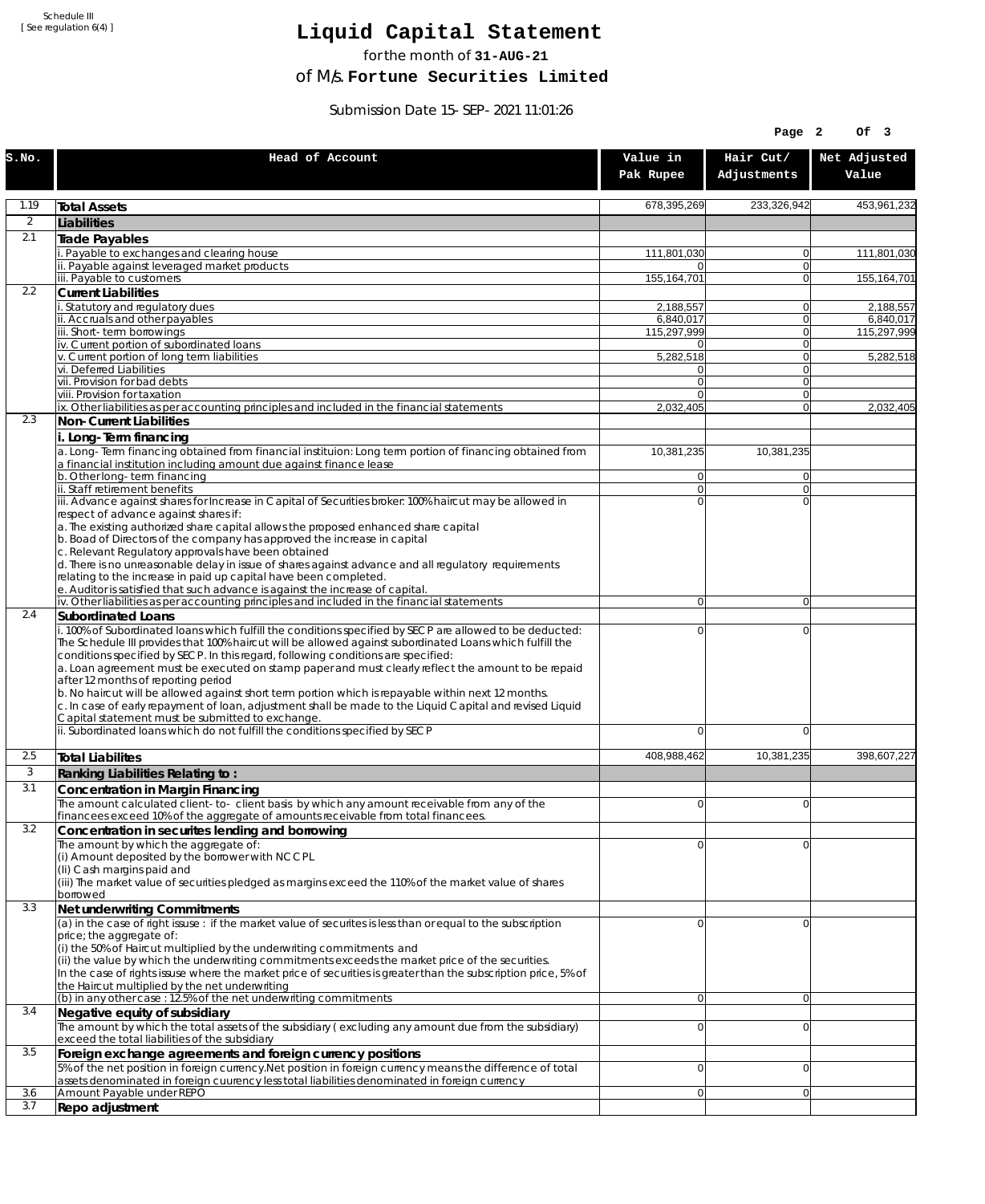Schedule III
[ See regulation 6(4) ]

# Liquid Capital Statement

for the month of **31-AUG-21**

of M/s. **Fortune Securities Limited**

Submission Date 15-SEP-2021 11:01:26

| S.No. | Head of Account | Value in Pak Rupee | Hair Cut/ Adjustments | Net Adjusted Value |
|---|---|---|---|---|
| 1.19 | **Total Assets** | 678,395,269 | 233,326,942 | 453,961,232 |
| 2 | **Liabilities** | | | |
| 2.1 | **Trade Payables** | | | |
| | i. Payable to exchanges and clearing house | 111,801,030 | 0 | 111,801,030 |
| | ii. Payable against leveraged market products | 0 | 0 | |
| | iii. Payable to customers | 155,164,701 | 0 | 155,164,701 |
| 2.2 | **Current Liabilities** | | | |
| | i. Statutory and regulatory dues | 2,188,557 | 0 | 2,188,557 |
| | ii. Accruals and other payables | 6,840,017 | 0 | 6,840,017 |
| | iii. Short-term borrowings | 115,297,999 | 0 | 115,297,999 |
| | iv. Current portion of subordinated loans | 0 | 0 | |
| | v. Current portion of long term liabilities | 5,282,518 | 0 | 5,282,518 |
| | vi. Deferred Liabilities | 0 | 0 | |
| | vii. Provision for bad debts | 0 | 0 | |
| | viii. Provision for taxation | 0 | 0 | |
| | ix. Other liabilities as per accounting principles and included in the financial statements | 2,032,405 | 0 | 2,032,405 |
| 2.3 | **Non-Current Liabilities** | | | |
| | i. Long-Term financing | | | |
| | a. Long-Term financing obtained from financial instituion: Long term portion of financing obtained from a financial institution including amount due against finance lease | 10,381,235 | 10,381,235 | |
| | b. Other long-term financing | 0 | 0 | |
| | ii. Staff retirement benefits | 0 | 0 | |
| | iii. Advance against shares for Increase in Capital of Securities broker: 100% haircut may be allowed in respect of advance against shares if:<br>a. The existing authorized share capital allows the proposed enhanced share capital<br>b. Boad of Directors of the company has approved the increase in capital<br>c. Relevant Regulatory approvals have been obtained<br>d. There is no unreasonable delay in issue of shares against advance and all regulatory requirements relating to the increase in paid up capital have been completed.<br>e. Auditor is satisfied that such advance is against the increase of capital. | 0 | 0 | |
| | iv. Other liabilities as per accounting principles and included in the financial statements | 0 | 0 | |
| 2.4 | **Subordinated Loans** | | | |
| | i. 100% of Subordinated loans which fulfill the conditions specified by SECP are allowed to be deducted: The Schedule III provides that 100% haircut will be allowed against subordinated Loans which fulfill the conditions specified by SECP. In this regard, following conditions are specified:<br>a. Loan agreement must be executed on stamp paper and must clearly reflect the amount to be repaid after 12 months of reporting period<br>b. No haircut will be allowed against short term portion which is repayable within next 12 months.<br>c. In case of early repayment of loan, adjustment shall be made to the Liquid Capital and revised Liquid Capital statement must be submitted to exchange. | 0 | 0 | |
| | ii. Subordinated loans which do not fulfill the conditions specified by SECP | 0 | 0 | |
| 2.5 | **Total Liabilites** | 408,988,462 | 10,381,235 | 398,607,227 |
| 3 | **Ranking Liabilities Relating to :** | | | |
| 3.1 | **Concentration in Margin Financing** | | | |
| | The amount calculated client-to- client basis by which any amount receivable from any of the financees exceed 10% of the aggregate of amounts receivable from total financees. | 0 | 0 | |
| 3.2 | **Concentration in securites lending and borrowing** | | | |
| | The amount by which the aggregate of:<br>(i) Amount deposited by the borrower with NCCPL<br>(Ii) Cash margins paid and<br>(iii) The market value of securities pledged as margins exceed the 110% of the market value of shares borrowed | 0 | 0 | |
| 3.3 | **Net underwriting Commitments** | | | |
| | (a) in the case of right issuse : if the market value of securites is less than or equal to the subscription price; the aggregate of:<br>(i) the 50% of Haircut multiplied by the underwriting commitments and<br>(ii) the value by which the underwriting commitments exceeds the market price of the securities.<br>In the case of rights issuse where the market price of securities is greater than the subscription price, 5% of the Haircut multiplied by the net underwriting | 0 | 0 | |
| | (b) in any other case : 12.5% of the net underwriting commitments | 0 | 0 | |
| 3.4 | **Negative equity of subsidiary** | | | |
| | The amount by which the total assets of the subsidiary ( excluding any amount due from the subsidiary) exceed the total liabilities of the subsidiary | 0 | 0 | |
| 3.5 | **Foreign exchange agreements and foreign currency positions** | | | |
| | 5% of the net position in foreign currency.Net position in foreign currency means the difference of total assets denominated in foreign cuurency less total liabilities denominated in foreign currency | 0 | 0 | |
| 3.6 | Amount Payable under REPO | 0 | 0 | |
| 3.7 | **Repo adjustment** | | | |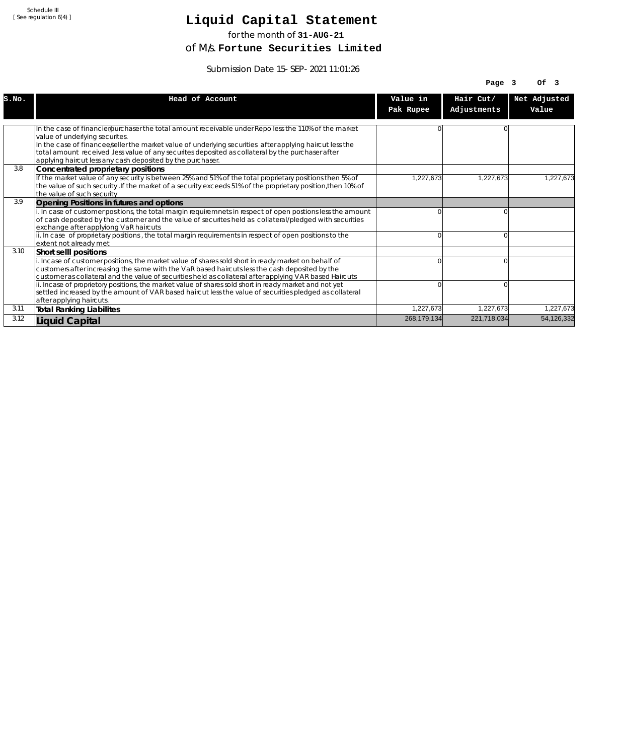Schedule III
[ See regulation 6(4) ]

# Liquid Capital Statement

for the month of **31-AUG-21**

of M/s. **Fortune Securities Limited**

Submission Date 15-SEP-2021 11:01:26

| S.No. | Head of Account | Value in Pak Rupee | Hair Cut/ Adjustments | Net Adjusted Value |
|---|---|---|---|---|
| | In the case of financier/purchaser the total amount receivable under Repo less the 110% of the market value of underlying securities. In the case of financee/seller the market value of underlying securities after applying haircut less the total amount received ,less value of any securites deposited as collateral by the purchaser after applying haircut less any cash deposited by the purchaser. | 0 | 0 | |
| 3.8 | **Concentrated proprietary positions** | | | |
| | If the market value of any security is between 25% and 51% of the total proprietary positions then 5% of the value of such security .If the market of a security exceeds 51% of the proprietary position,then 10% of the value of such security | 1,227,673 | 1,227,673 | 1,227,673 |
| 3.9 | **Opening Positions in futures and options** | | | |
| | i. In case of customer positions, the total margin requiremnets in respect of open postions less the amount of cash deposited by the customer and the value of securites held as collateral/ pledged with securities exchange after applyiong VaR haircuts | 0 | 0 | |
| | ii. In case of proprietary positions , the total margin requirements in respect of open positions to the extent not already met | 0 | 0 | |
| 3.10 | **Short selll positions** | | | |
| | i. Incase of customer positions, the market value of shares sold short in ready market on behalf of customers after increasing the same with the VaR based haircuts less the cash deposited by the customer as collateral and the value of securities held as collateral after applying VAR based Haircuts | 0 | 0 | |
| | ii. Incase of proprietory positions, the market value of shares sold short in ready market and not yet settled increased by the amount of VAR based haircut less the value of securities pledged as collateral after applying haircuts. | 0 | 0 | |
| 3.11 | **Total Ranking Liabilites** | 1,227,673 | 1,227,673 | 1,227,673 |
| 3.12 | **Liquid Capital** | 268,179,134 | 221,718,034 | 54,126,332 |